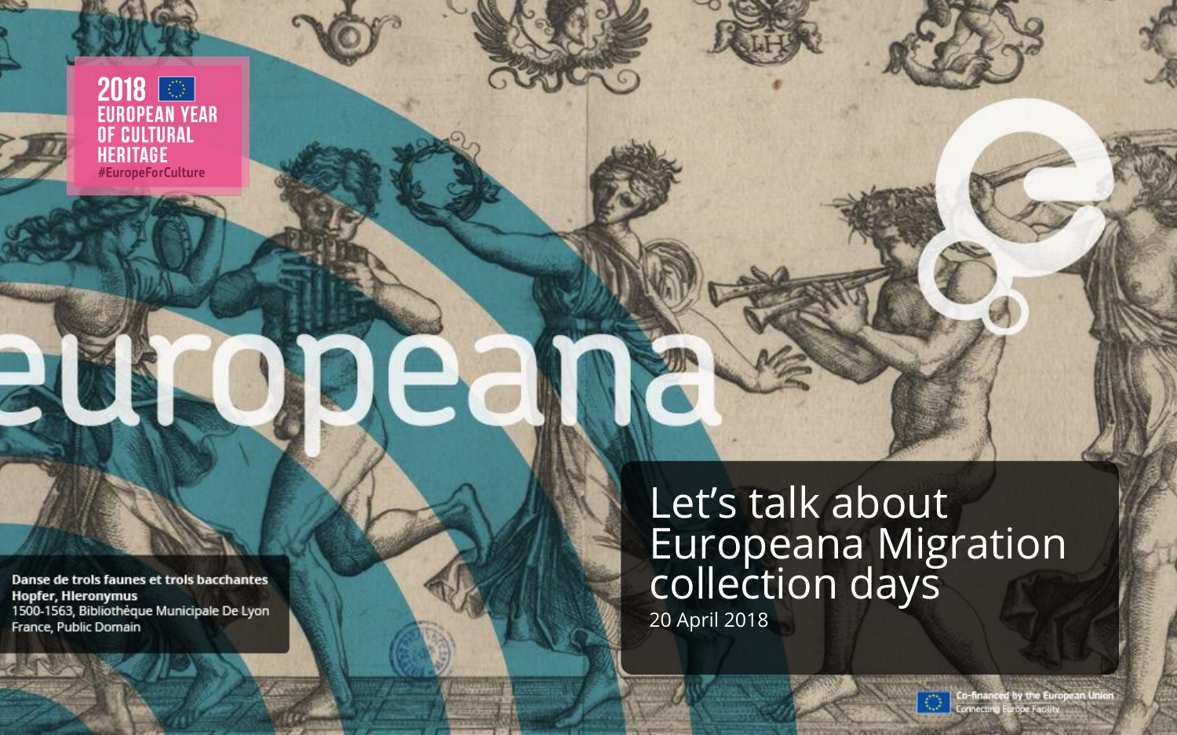2018 EUROPEAN YEAR OF CULTURAL HERITAGE
#EuropeForCulture

europeana

# Let's talk about Europeana Migration collection days

20 April 2018

**Danse de trois faunes et trois bacchantes**
**Hopfer, Hieronymus**
1500-1563, Bibliothèque Municipale De Lyon
France, Public Domain

Co-financed by the European Union
Connecting Europe Facility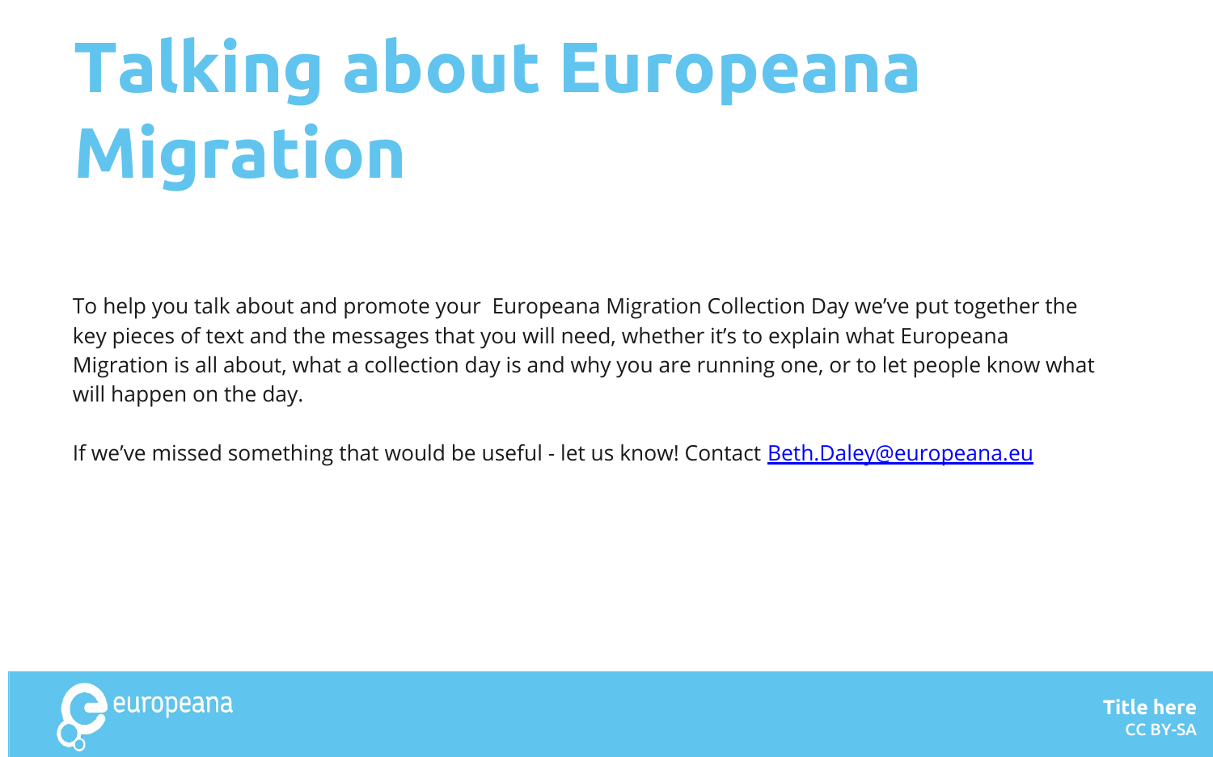# Talking about Europeana Migration

To help you talk about and promote your Europeana Migration Collection Day we've put together the key pieces of text and the messages that you will need, whether it's to explain what Europeana Migration is all about, what a collection day is and why you are running one, or to let people know what will happen on the day.

If we've missed something that would be useful - let us know! Contact [Beth.Daley@europeana.eu](mailto:Beth.Daley@europeana.eu)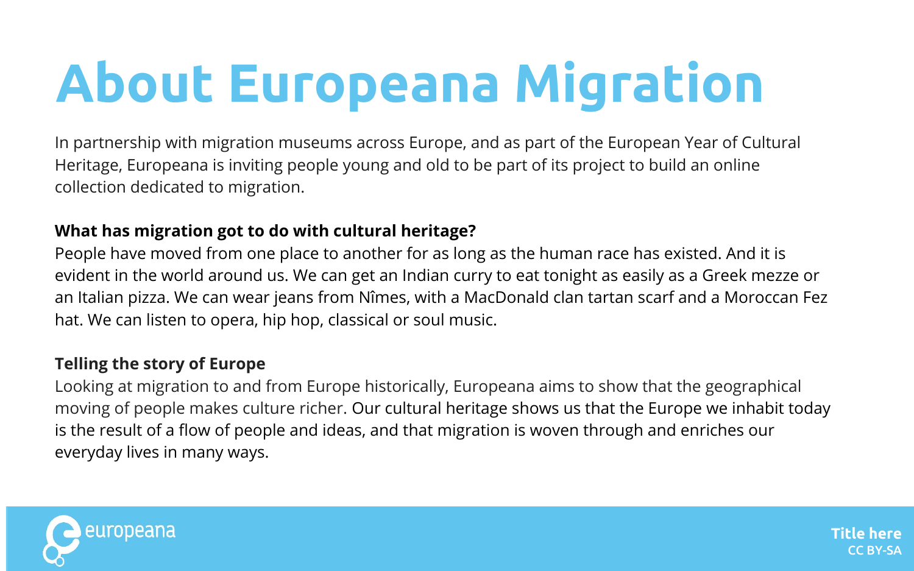# About Europeana Migration

In partnership with migration museums across Europe, and as part of the European Year of Cultural Heritage, Europeana is inviting people young and old to be part of its project to build an online collection dedicated to migration.

**What has migration got to do with cultural heritage?**

People have moved from one place to another for as long as the human race has existed. And it is evident in the world around us. We can get an Indian curry to eat tonight as easily as a Greek mezze or an Italian pizza. We can wear jeans from Nîmes, with a MacDonald clan tartan scarf and a Moroccan Fez hat. We can listen to opera, hip hop, classical or soul music.

**Telling the story of Europe**

Looking at migration to and from Europe historically, Europeana aims to show that the geographical moving of people makes culture richer. Our cultural heritage shows us that the Europe we inhabit today is the result of a flow of people and ideas, and that migration is woven through and enriches our everyday lives in many ways.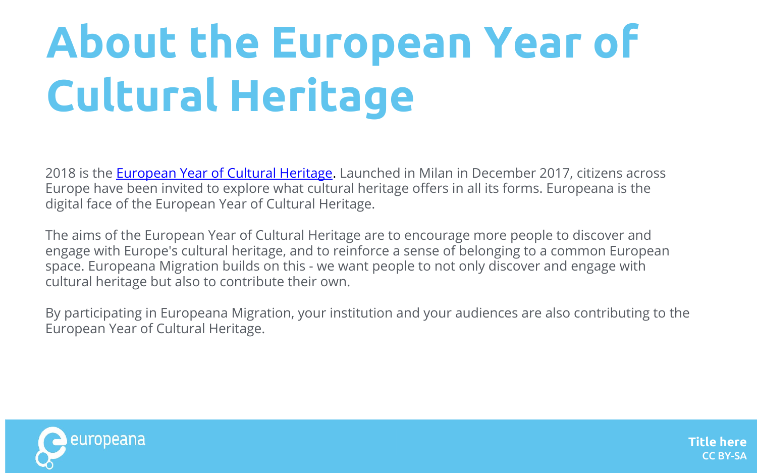# About the European Year of Cultural Heritage

2018 is the European Year of Cultural Heritage. Launched in Milan in December 2017, citizens across Europe have been invited to explore what cultural heritage offers in all its forms. Europeana is the digital face of the European Year of Cultural Heritage.

The aims of the European Year of Cultural Heritage are to encourage more people to discover and engage with Europe's cultural heritage, and to reinforce a sense of belonging to a common European space. Europeana Migration builds on this - we want people to not only discover and engage with cultural heritage but also to contribute their own.

By participating in Europeana Migration, your institution and your audiences are also contributing to the European Year of Cultural Heritage.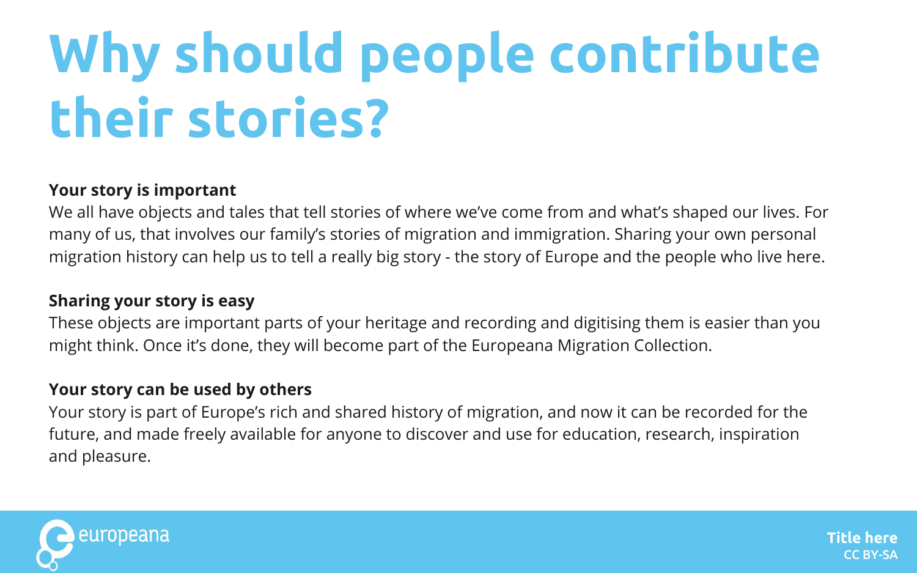# Why should people contribute their stories?

**Your story is important**

We all have objects and tales that tell stories of where we've come from and what's shaped our lives. For many of us, that involves our family's stories of migration and immigration. Sharing your own personal migration history can help us to tell a really big story - the story of Europe and the people who live here.

**Sharing your story is easy**

These objects are important parts of your heritage and recording and digitising them is easier than you might think. Once it's done, they will become part of the Europeana Migration Collection.

**Your story can be used by others**

Your story is part of Europe's rich and shared history of migration, and now it can be recorded for the future, and made freely available for anyone to discover and use for education, research, inspiration and pleasure.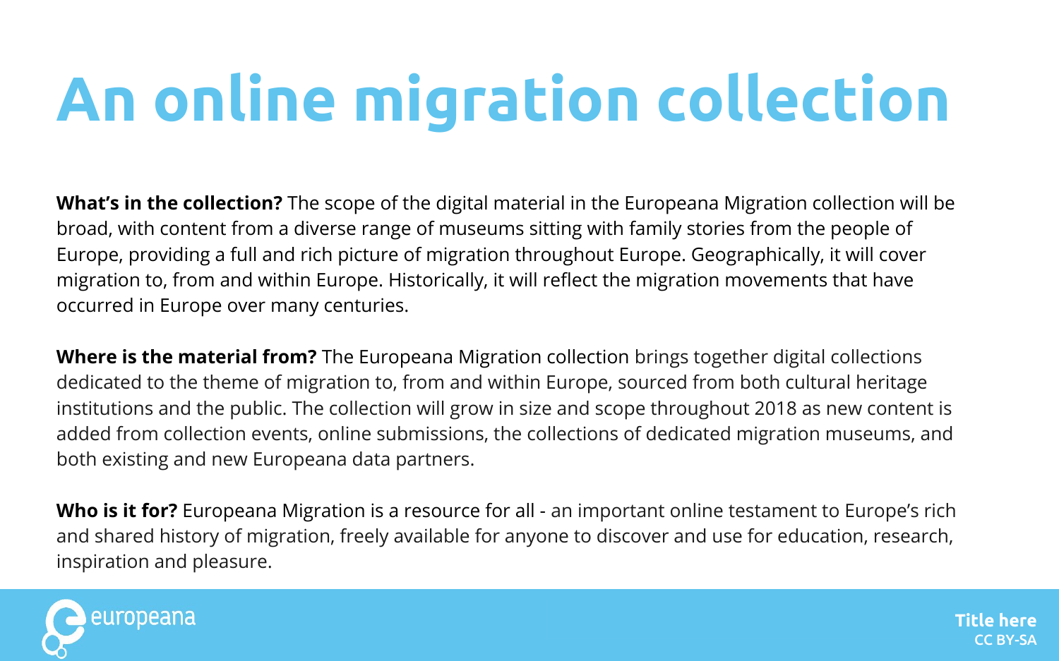# An online migration collection

**What's in the collection?** The scope of the digital material in the Europeana Migration collection will be broad, with content from a diverse range of museums sitting with family stories from the people of Europe, providing a full and rich picture of migration throughout Europe. Geographically, it will cover migration to, from and within Europe. Historically, it will reflect the migration movements that have occurred in Europe over many centuries.

**Where is the material from?** The Europeana Migration collection brings together digital collections dedicated to the theme of migration to, from and within Europe, sourced from both cultural heritage institutions and the public. The collection will grow in size and scope throughout 2018 as new content is added from collection events, online submissions, the collections of dedicated migration museums, and both existing and new Europeana data partners.

**Who is it for?** Europeana Migration is a resource for all - an important online testament to Europe's rich and shared history of migration, freely available for anyone to discover and use for education, research, inspiration and pleasure.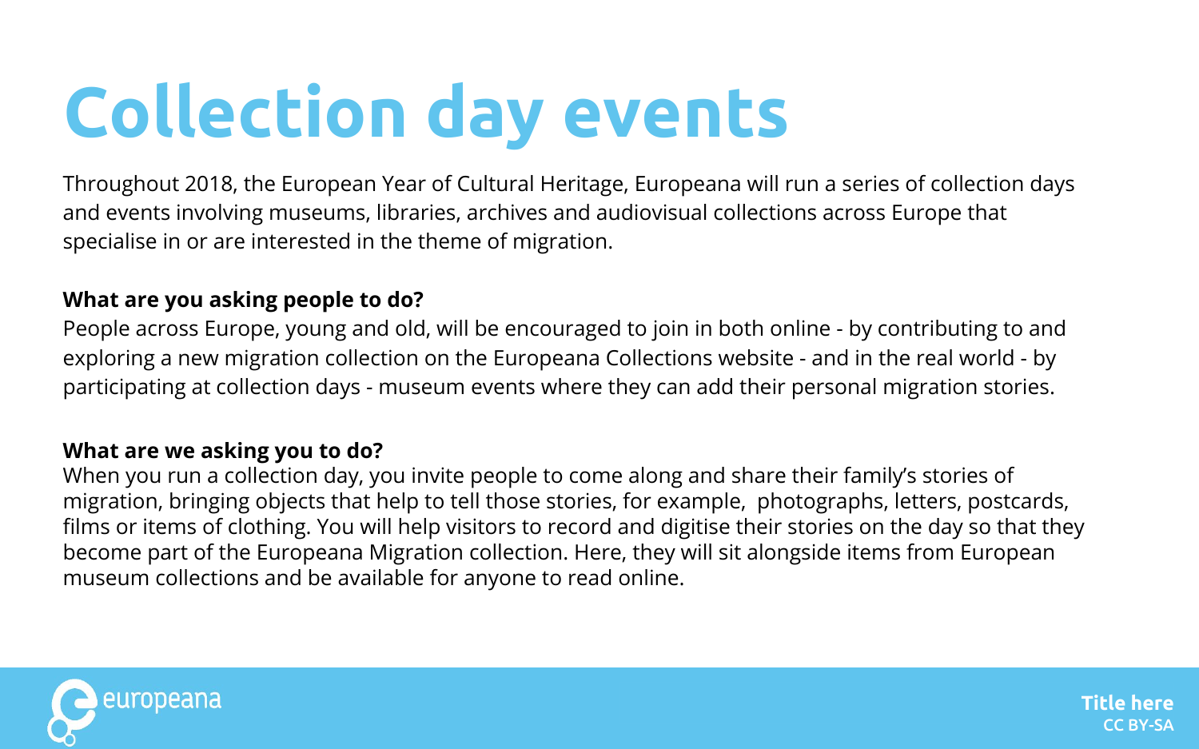# Collection day events

Throughout 2018, the European Year of Cultural Heritage, Europeana will run a series of collection days and events involving museums, libraries, archives and audiovisual collections across Europe that specialise in or are interested in the theme of migration.

**What are you asking people to do?**

People across Europe, young and old, will be encouraged to join in both online - by contributing to and exploring a new migration collection on the Europeana Collections website - and in the real world - by participating at collection days - museum events where they can add their personal migration stories.

**What are we asking you to do?**

When you run a collection day, you invite people to come along and share their family's stories of migration, bringing objects that help to tell those stories, for example, photographs, letters, postcards, films or items of clothing. You will help visitors to record and digitise their stories on the day so that they become part of the Europeana Migration collection. Here, they will sit alongside items from European museum collections and be available for anyone to read online.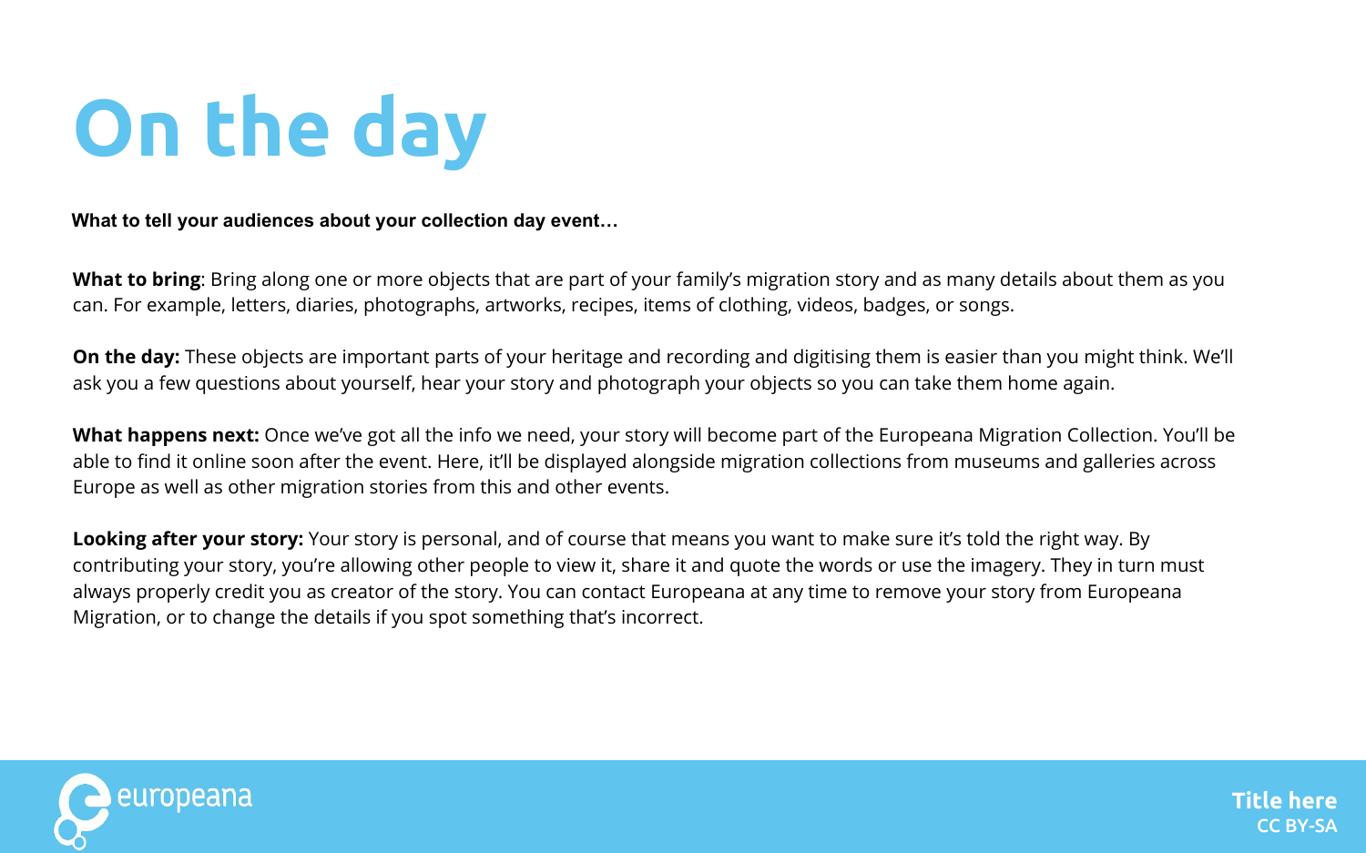# On the day

**What to tell your audiences about your collection day event…**

**What to bring**: Bring along one or more objects that are part of your family's migration story and as many details about them as you can. For example, letters, diaries, photographs, artworks, recipes, items of clothing, videos, badges, or songs.

**On the day:** These objects are important parts of your heritage and recording and digitising them is easier than you might think. We'll ask you a few questions about yourself, hear your story and photograph your objects so you can take them home again.

**What happens next:** Once we've got all the info we need, your story will become part of the Europeana Migration Collection. You'll be able to find it online soon after the event. Here, it'll be displayed alongside migration collections from museums and galleries across Europe as well as other migration stories from this and other events.

**Looking after your story:** Your story is personal, and of course that means you want to make sure it's told the right way. By contributing your story, you're allowing other people to view it, share it and quote the words or use the imagery. They in turn must always properly credit you as creator of the story. You can contact Europeana at any time to remove your story from Europeana Migration, or to change the details if you spot something that's incorrect.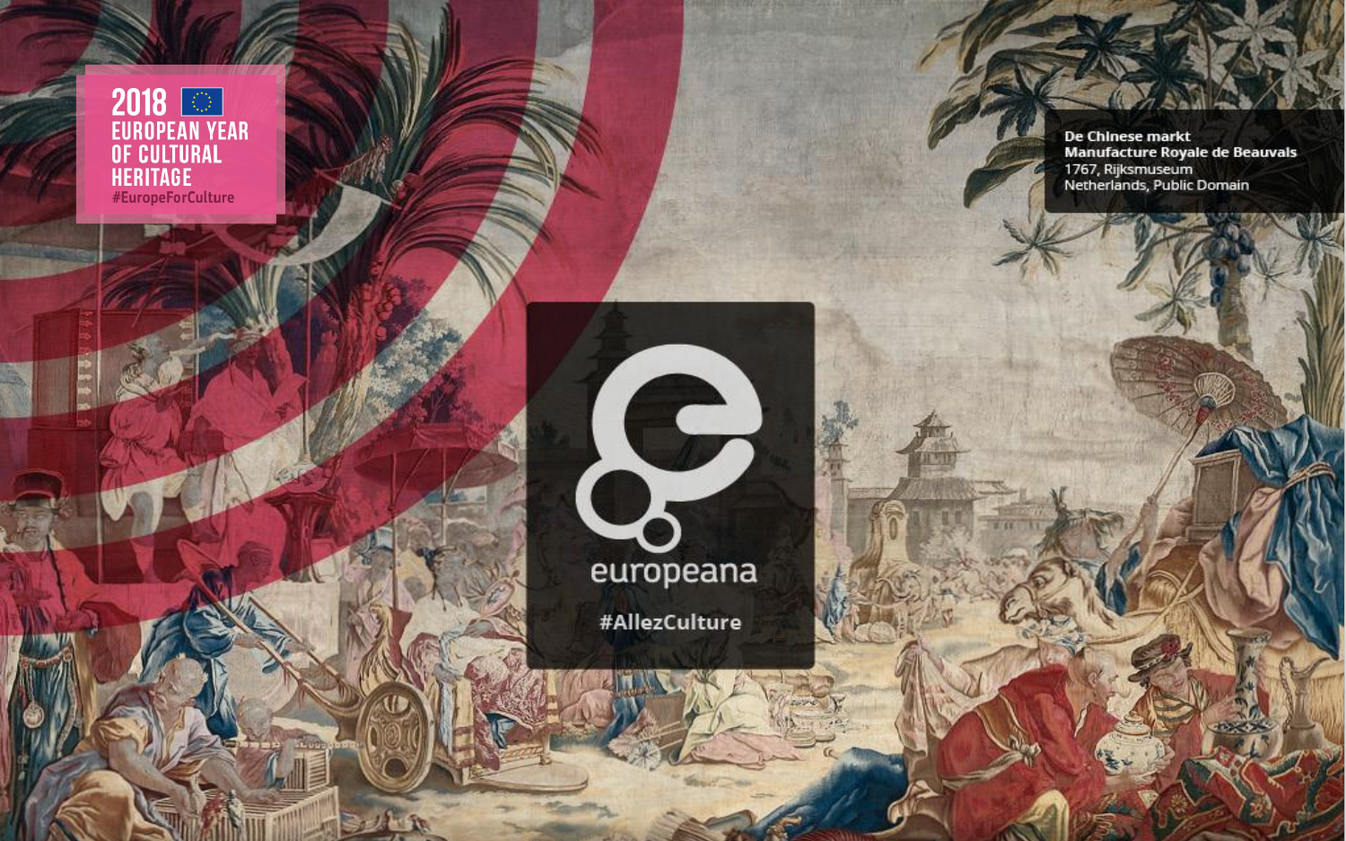2018 EUROPEAN YEAR OF CULTURAL HERITAGE

#EuropeForCulture

**De Chinese markt**
**Manufacture Royale de Beauvais**
1767, Rijksmuseum
Netherlands, Public Domain

europeana

#AllezCulture